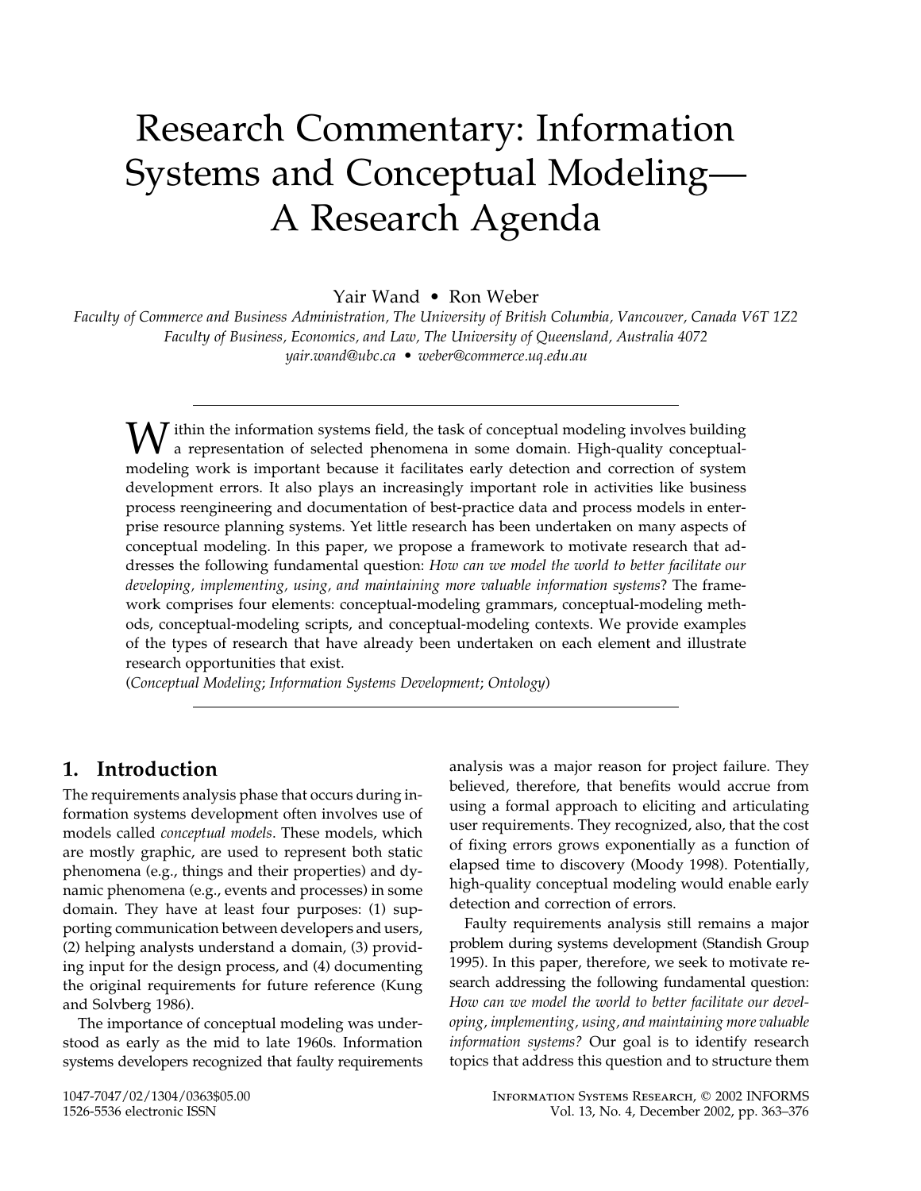# Research Commentary: Information Systems and Conceptual Modeling—A Research Agenda

Yair Wand • Ron Weber

*Faculty of Commerce and Business Administration, The University of British Columbia, Vancouver, Canada V6T 1Z2*
*Faculty of Business, Economics, and Law, The University of Queensland, Australia 4072*
*yair.wand@ubc.ca • weber@commerce.uq.edu.au*

---

Within the information systems field, the task of conceptual modeling involves building a representation of selected phenomena in some domain. High-quality conceptual-modeling work is important because it facilitates early detection and correction of system development errors. It also plays an increasingly important role in activities like business process reengineering and documentation of best-practice data and process models in enterprise resource planning systems. Yet little research has been undertaken on many aspects of conceptual modeling. In this paper, we propose a framework to motivate research that addresses the following fundamental question: *How can we model the world to better facilitate our developing, implementing, using, and maintaining more valuable information systems*? The framework comprises four elements: conceptual-modeling grammars, conceptual-modeling methods, conceptual-modeling scripts, and conceptual-modeling contexts. We provide examples of the types of research that have already been undertaken on each element and illustrate research opportunities that exist.

(*Conceptual Modeling*; *Information Systems Development*; *Ontology*)

---

## 1. Introduction

The requirements analysis phase that occurs during information systems development often involves use of models called *conceptual models*. These models, which are mostly graphic, are used to represent both static phenomena (e.g., things and their properties) and dynamic phenomena (e.g., events and processes) in some domain. They have at least four purposes: (1) supporting communication between developers and users, (2) helping analysts understand a domain, (3) providing input for the design process, and (4) documenting the original requirements for future reference (Kung and Solvberg 1986).

The importance of conceptual modeling was understood as early as the mid to late 1960s. Information systems developers recognized that faulty requirements analysis was a major reason for project failure. They believed, therefore, that benefits would accrue from using a formal approach to eliciting and articulating user requirements. They recognized, also, that the cost of fixing errors grows exponentially as a function of elapsed time to discovery (Moody 1998). Potentially, high-quality conceptual modeling would enable early detection and correction of errors.

Faulty requirements analysis still remains a major problem during systems development (Standish Group 1995). In this paper, therefore, we seek to motivate research addressing the following fundamental question: *How can we model the world to better facilitate our developing, implementing, using, and maintaining more valuable information systems?* Our goal is to identify research topics that address this question and to structure them

1047-7047/02/1304/0363$05.00
1526-5536 electronic ISSN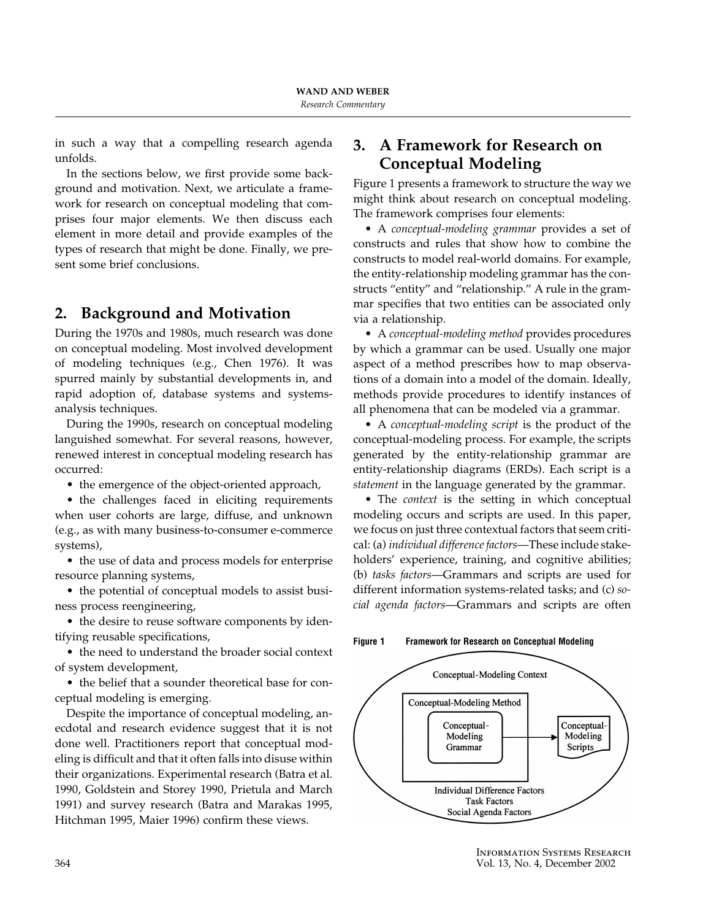in such a way that a compelling research agenda unfolds.

In the sections below, we first provide some background and motivation. Next, we articulate a framework for research on conceptual modeling that comprises four major elements. We then discuss each element in more detail and provide examples of the types of research that might be done. Finally, we present some brief conclusions.

## 2. Background and Motivation

During the 1970s and 1980s, much research was done on conceptual modeling. Most involved development of modeling techniques (e.g., Chen 1976). It was spurred mainly by substantial developments in, and rapid adoption of, database systems and systems-analysis techniques.

During the 1990s, research on conceptual modeling languished somewhat. For several reasons, however, renewed interest in conceptual modeling research has occurred:

- the emergence of the object-oriented approach,
- the challenges faced in eliciting requirements when user cohorts are large, diffuse, and unknown (e.g., as with many business-to-consumer e-commerce systems),
- the use of data and process models for enterprise resource planning systems,
- the potential of conceptual models to assist business process reengineering,
- the desire to reuse software components by identifying reusable specifications,
- the need to understand the broader social context of system development,
- the belief that a sounder theoretical base for conceptual modeling is emerging.

Despite the importance of conceptual modeling, anecdotal and research evidence suggest that it is not done well. Practitioners report that conceptual modeling is difficult and that it often falls into disuse within their organizations. Experimental research (Batra et al. 1990, Goldstein and Storey 1990, Prietula and March 1991) and survey research (Batra and Marakas 1995, Hitchman 1995, Maier 1996) confirm these views.

## 3. A Framework for Research on Conceptual Modeling

Figure 1 presents a framework to structure the way we might think about research on conceptual modeling. The framework comprises four elements:

- A *conceptual-modeling grammar* provides a set of constructs and rules that show how to combine the constructs to model real-world domains. For example, the entity-relationship modeling grammar has the constructs "entity" and "relationship." A rule in the grammar specifies that two entities can be associated only via a relationship.
- A *conceptual-modeling method* provides procedures by which a grammar can be used. Usually one major aspect of a method prescribes how to map observations of a domain into a model of the domain. Ideally, methods provide procedures to identify instances of all phenomena that can be modeled via a grammar.
- A *conceptual-modeling script* is the product of the conceptual-modeling process. For example, the scripts generated by the entity-relationship grammar are entity-relationship diagrams (ERDs). Each script is a *statement* in the language generated by the grammar.
- The *context* is the setting in which conceptual modeling occurs and scripts are used. In this paper, we focus on just three contextual factors that seem critical: (a) *individual difference factors*—These include stakeholders' experience, training, and cognitive abilities; (b) *tasks factors*—Grammars and scripts are used for different information systems-related tasks; and (c) *social agenda factors*—Grammars and scripts are often

**Figure 1** Framework for Research on Conceptual Modeling

Conceptual-Modeling Context

Conceptual-Modeling Method

Conceptual-Modeling Grammar → Conceptual-Modeling Scripts

Individual Difference Factors
Task Factors
Social Agenda Factors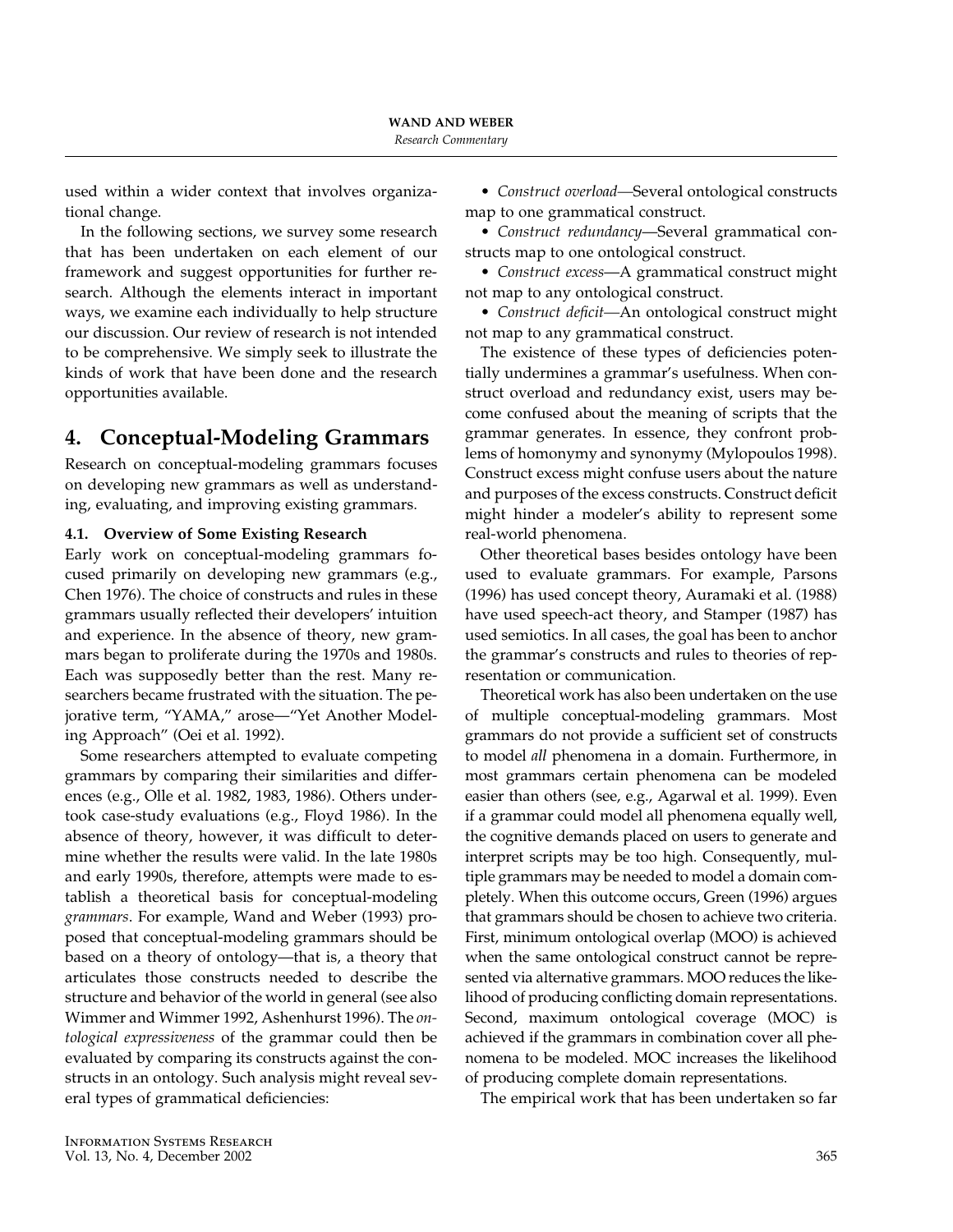used within a wider context that involves organizational change.

In the following sections, we survey some research that has been undertaken on each element of our framework and suggest opportunities for further research. Although the elements interact in important ways, we examine each individually to help structure our discussion. Our review of research is not intended to be comprehensive. We simply seek to illustrate the kinds of work that have been done and the research opportunities available.

## 4. Conceptual-Modeling Grammars

Research on conceptual-modeling grammars focuses on developing new grammars as well as understanding, evaluating, and improving existing grammars.

### 4.1. Overview of Some Existing Research

Early work on conceptual-modeling grammars focused primarily on developing new grammars (e.g., Chen 1976). The choice of constructs and rules in these grammars usually reflected their developers' intuition and experience. In the absence of theory, new grammars began to proliferate during the 1970s and 1980s. Each was supposedly better than the rest. Many researchers became frustrated with the situation. The pejorative term, "YAMA," arose—"Yet Another Modeling Approach" (Oei et al. 1992).

Some researchers attempted to evaluate competing grammars by comparing their similarities and differences (e.g., Olle et al. 1982, 1983, 1986). Others undertook case-study evaluations (e.g., Floyd 1986). In the absence of theory, however, it was difficult to determine whether the results were valid. In the late 1980s and early 1990s, therefore, attempts were made to establish a theoretical basis for conceptual-modeling *grammars*. For example, Wand and Weber (1993) proposed that conceptual-modeling grammars should be based on a theory of ontology—that is, a theory that articulates those constructs needed to describe the structure and behavior of the world in general (see also Wimmer and Wimmer 1992, Ashenhurst 1996). The *ontological expressiveness* of the grammar could then be evaluated by comparing its constructs against the constructs in an ontology. Such analysis might reveal several types of grammatical deficiencies:

- *Construct overload*—Several ontological constructs map to one grammatical construct.
- *Construct redundancy*—Several grammatical constructs map to one ontological construct.
- *Construct excess*—A grammatical construct might not map to any ontological construct.
- *Construct deficit*—An ontological construct might not map to any grammatical construct.

The existence of these types of deficiencies potentially undermines a grammar's usefulness. When construct overload and redundancy exist, users may become confused about the meaning of scripts that the grammar generates. In essence, they confront problems of homonymy and synonymy (Mylopoulos 1998). Construct excess might confuse users about the nature and purposes of the excess constructs. Construct deficit might hinder a modeler's ability to represent some real-world phenomena.

Other theoretical bases besides ontology have been used to evaluate grammars. For example, Parsons (1996) has used concept theory, Auramaki et al. (1988) have used speech-act theory, and Stamper (1987) has used semiotics. In all cases, the goal has been to anchor the grammar's constructs and rules to theories of representation or communication.

Theoretical work has also been undertaken on the use of multiple conceptual-modeling grammars. Most grammars do not provide a sufficient set of constructs to model *all* phenomena in a domain. Furthermore, in most grammars certain phenomena can be modeled easier than others (see, e.g., Agarwal et al. 1999). Even if a grammar could model all phenomena equally well, the cognitive demands placed on users to generate and interpret scripts may be too high. Consequently, multiple grammars may be needed to model a domain completely. When this outcome occurs, Green (1996) argues that grammars should be chosen to achieve two criteria. First, minimum ontological overlap (MOO) is achieved when the same ontological construct cannot be represented via alternative grammars. MOO reduces the likelihood of producing conflicting domain representations. Second, maximum ontological coverage (MOC) is achieved if the grammars in combination cover all phenomena to be modeled. MOC increases the likelihood of producing complete domain representations.

The empirical work that has been undertaken so far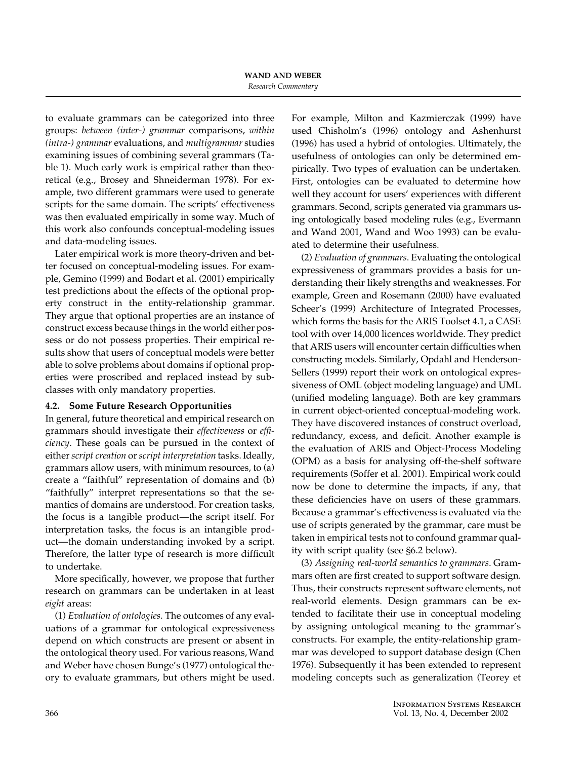to evaluate grammars can be categorized into three groups: *between (inter-) grammar* comparisons, *within (intra-) grammar* evaluations, and *multigrammar* studies examining issues of combining several grammars (Table 1). Much early work is empirical rather than theoretical (e.g., Brosey and Shneiderman 1978). For example, two different grammars were used to generate scripts for the same domain. The scripts' effectiveness was then evaluated empirically in some way. Much of this work also confounds conceptual-modeling issues and data-modeling issues.

Later empirical work is more theory-driven and better focused on conceptual-modeling issues. For example, Gemino (1999) and Bodart et al. (2001) empirically test predictions about the effects of the optional property construct in the entity-relationship grammar. They argue that optional properties are an instance of construct excess because things in the world either possess or do not possess properties. Their empirical results show that users of conceptual models were better able to solve problems about domains if optional properties were proscribed and replaced instead by subclasses with only mandatory properties.

### 4.2. Some Future Research Opportunities

In general, future theoretical and empirical research on grammars should investigate their *effectiveness* or *efficiency*. These goals can be pursued in the context of either *script creation* or *script interpretation* tasks. Ideally, grammars allow users, with minimum resources, to (a) create a "faithful" representation of domains and (b) "faithfully" interpret representations so that the semantics of domains are understood. For creation tasks, the focus is a tangible product—the script itself. For interpretation tasks, the focus is an intangible product—the domain understanding invoked by a script. Therefore, the latter type of research is more difficult to undertake.

More specifically, however, we propose that further research on grammars can be undertaken in at least *eight* areas:

(1) *Evaluation of ontologies*. The outcomes of any evaluations of a grammar for ontological expressiveness depend on which constructs are present or absent in the ontological theory used. For various reasons, Wand and Weber have chosen Bunge's (1977) ontological theory to evaluate grammars, but others might be used. For example, Milton and Kazmierczak (1999) have used Chisholm's (1996) ontology and Ashenhurst (1996) has used a hybrid of ontologies. Ultimately, the usefulness of ontologies can only be determined empirically. Two types of evaluation can be undertaken. First, ontologies can be evaluated to determine how well they account for users' experiences with different grammars. Second, scripts generated via grammars using ontologically based modeling rules (e.g., Evermann and Wand 2001, Wand and Woo 1993) can be evaluated to determine their usefulness.

(2) *Evaluation of grammars*. Evaluating the ontological expressiveness of grammars provides a basis for understanding their likely strengths and weaknesses. For example, Green and Rosemann (2000) have evaluated Scheer's (1999) Architecture of Integrated Processes, which forms the basis for the ARIS Toolset 4.1, a CASE tool with over 14,000 licences worldwide. They predict that ARIS users will encounter certain difficulties when constructing models. Similarly, Opdahl and Henderson-Sellers (1999) report their work on ontological expressiveness of OML (object modeling language) and UML (unified modeling language). Both are key grammars in current object-oriented conceptual-modeling work. They have discovered instances of construct overload, redundancy, excess, and deficit. Another example is the evaluation of ARIS and Object-Process Modeling (OPM) as a basis for analysing off-the-shelf software requirements (Soffer et al. 2001). Empirical work could now be done to determine the impacts, if any, that these deficiencies have on users of these grammars. Because a grammar's effectiveness is evaluated via the use of scripts generated by the grammar, care must be taken in empirical tests not to confound grammar quality with script quality (see §6.2 below).

(3) *Assigning real-world semantics to grammars*. Grammars often are first created to support software design. Thus, their constructs represent software elements, not real-world elements. Design grammars can be extended to facilitate their use in conceptual modeling by assigning ontological meaning to the grammar's constructs. For example, the entity-relationship grammar was developed to support database design (Chen 1976). Subsequently it has been extended to represent modeling concepts such as generalization (Teorey et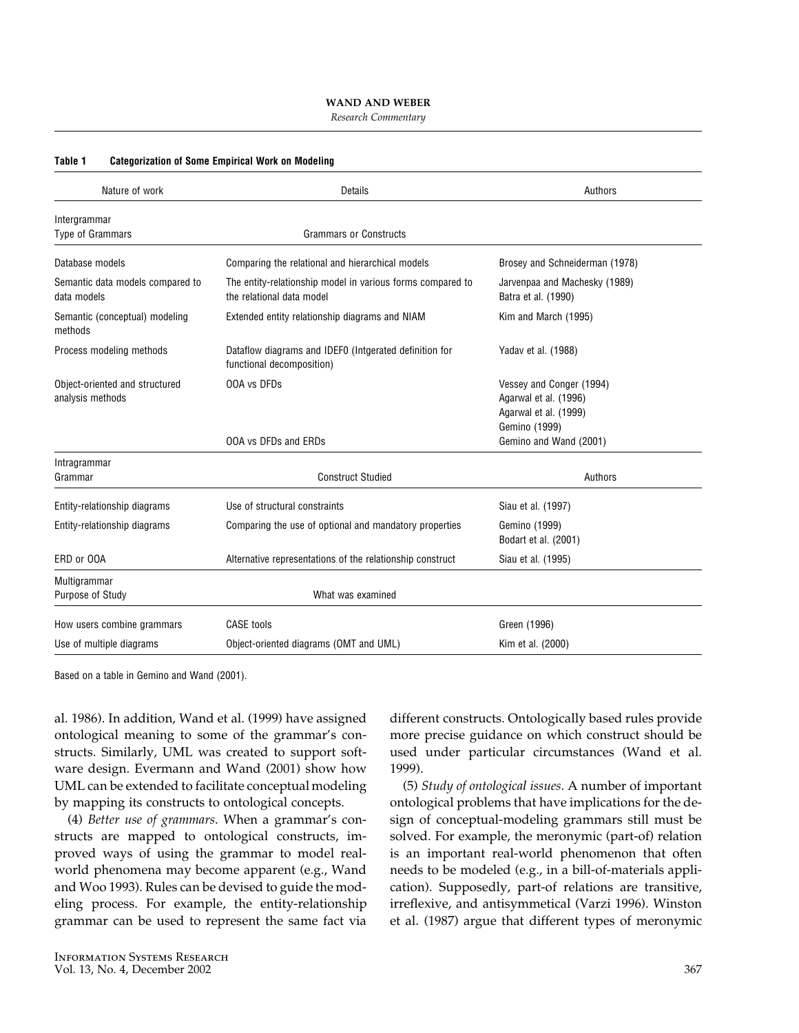**Table 1 Categorization of Some Empirical Work on Modeling**

| Nature of work | Details | Authors |
|---|---|---|
| **Intergrammar** Type of Grammars | Grammars or Constructs | |
| Database models | Comparing the relational and hierarchical models | Brosey and Schneiderman (1978) |
| Semantic data models compared to data models | The entity-relationship model in various forms compared to the relational data model | Jarvenpaa and Machesky (1989) Batra et al. (1990) |
| Semantic (conceptual) modeling methods | Extended entity relationship diagrams and NIAM | Kim and March (1995) |
| Process modeling methods | Dataflow diagrams and IDEF0 (Intgerated definition for functional decomposition) | Yadav et al. (1988) |
| Object-oriented and structured analysis methods | OOA vs DFDs | Vessey and Conger (1994) Agarwal et al. (1996) Agarwal et al. (1999) Gemino (1999) |
| | OOA vs DFDs and ERDs | Gemino and Wand (2001) |
| **Intragrammar** Grammar | Construct Studied | Authors |
| Entity-relationship diagrams | Use of structural constraints | Siau et al. (1997) |
| Entity-relationship diagrams | Comparing the use of optional and mandatory properties | Gemino (1999) Bodart et al. (2001) |
| ERD or OOA | Alternative representations of the relationship construct | Siau et al. (1995) |
| **Multigrammar** Purpose of Study | What was examined | |
| How users combine grammars | CASE tools | Green (1996) |
| Use of multiple diagrams | Object-oriented diagrams (OMT and UML) | Kim et al. (2000) |

Based on a table in Gemino and Wand (2001).

al. 1986). In addition, Wand et al. (1999) have assigned ontological meaning to some of the grammar's constructs. Similarly, UML was created to support software design. Evermann and Wand (2001) show how UML can be extended to facilitate conceptual modeling by mapping its constructs to ontological concepts.

(4) *Better use of grammars*. When a grammar's constructs are mapped to ontological constructs, improved ways of using the grammar to model real-world phenomena may become apparent (e.g., Wand and Woo 1993). Rules can be devised to guide the modeling process. For example, the entity-relationship grammar can be used to represent the same fact via different constructs. Ontologically based rules provide more precise guidance on which construct should be used under particular circumstances (Wand et al. 1999).

(5) *Study of ontological issues*. A number of important ontological problems that have implications for the design of conceptual-modeling grammars still must be solved. For example, the meronymic (part-of) relation is an important real-world phenomenon that often needs to be modeled (e.g., in a bill-of-materials application). Supposedly, part-of relations are transitive, irreflexive, and antisymmetical (Varzi 1996). Winston et al. (1987) argue that different types of meronymic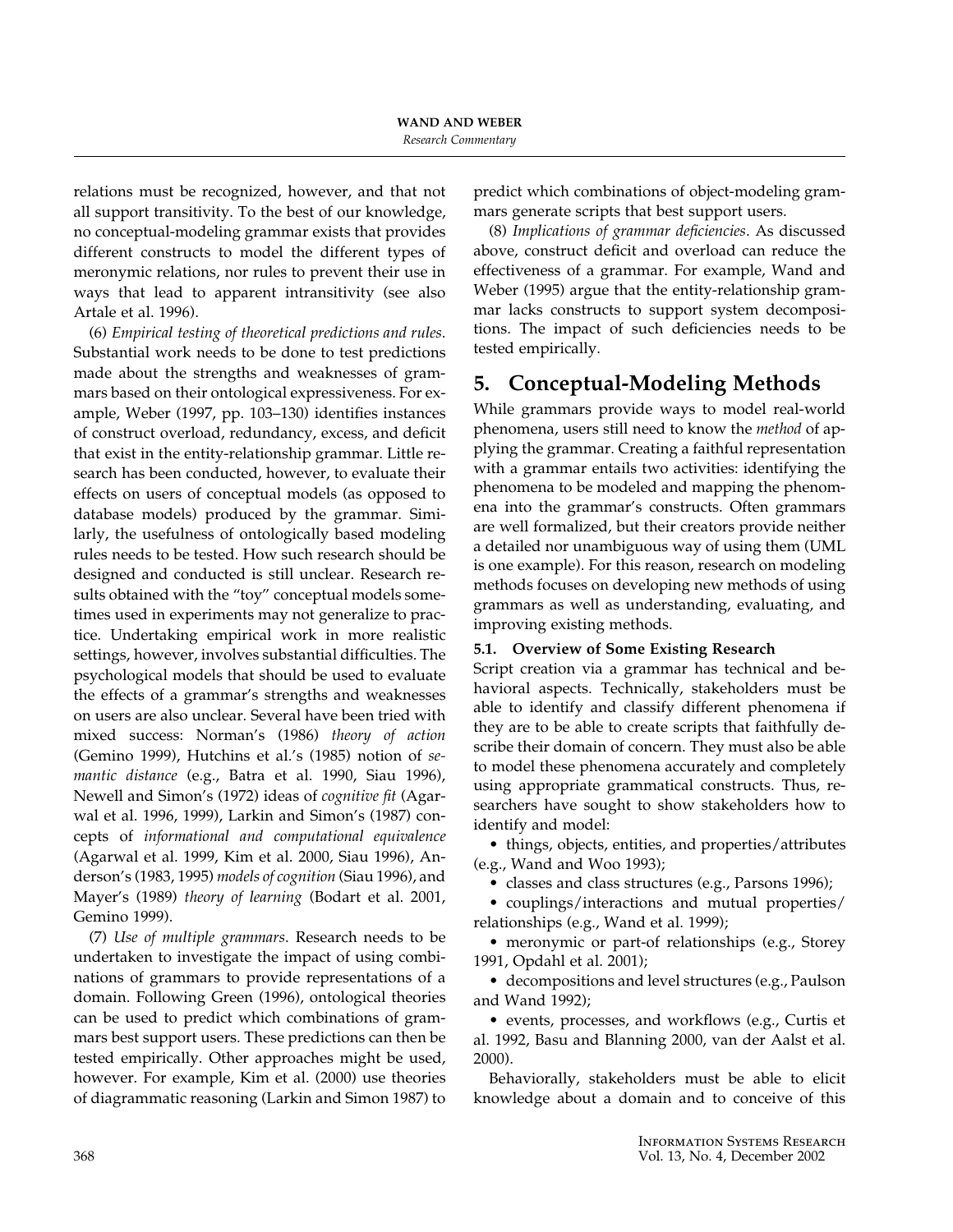relations must be recognized, however, and that not all support transitivity. To the best of our knowledge, no conceptual-modeling grammar exists that provides different constructs to model the different types of meronymic relations, nor rules to prevent their use in ways that lead to apparent intransitivity (see also Artale et al. 1996).

(6) *Empirical testing of theoretical predictions and rules*. Substantial work needs to be done to test predictions made about the strengths and weaknesses of grammars based on their ontological expressiveness. For example, Weber (1997, pp. 103–130) identifies instances of construct overload, redundancy, excess, and deficit that exist in the entity-relationship grammar. Little research has been conducted, however, to evaluate their effects on users of conceptual models (as opposed to database models) produced by the grammar. Similarly, the usefulness of ontologically based modeling rules needs to be tested. How such research should be designed and conducted is still unclear. Research results obtained with the "toy" conceptual models sometimes used in experiments may not generalize to practice. Undertaking empirical work in more realistic settings, however, involves substantial difficulties. The psychological models that should be used to evaluate the effects of a grammar's strengths and weaknesses on users are also unclear. Several have been tried with mixed success: Norman's (1986) *theory of action* (Gemino 1999), Hutchins et al.'s (1985) notion of *semantic distance* (e.g., Batra et al. 1990, Siau 1996), Newell and Simon's (1972) ideas of *cognitive fit* (Agarwal et al. 1996, 1999), Larkin and Simon's (1987) concepts of *informational and computational equivalence* (Agarwal et al. 1999, Kim et al. 2000, Siau 1996), Anderson's (1983, 1995) *models of cognition* (Siau 1996), and Mayer's (1989) *theory of learning* (Bodart et al. 2001, Gemino 1999).

(7) *Use of multiple grammars*. Research needs to be undertaken to investigate the impact of using combinations of grammars to provide representations of a domain. Following Green (1996), ontological theories can be used to predict which combinations of grammars best support users. These predictions can then be tested empirically. Other approaches might be used, however. For example, Kim et al. (2000) use theories of diagrammatic reasoning (Larkin and Simon 1987) to predict which combinations of object-modeling grammars generate scripts that best support users.

(8) *Implications of grammar deficiencies*. As discussed above, construct deficit and overload can reduce the effectiveness of a grammar. For example, Wand and Weber (1995) argue that the entity-relationship grammar lacks constructs to support system decompositions. The impact of such deficiencies needs to be tested empirically.

## 5. Conceptual-Modeling Methods

While grammars provide ways to model real-world phenomena, users still need to know the *method* of applying the grammar. Creating a faithful representation with a grammar entails two activities: identifying the phenomena to be modeled and mapping the phenomena into the grammar's constructs. Often grammars are well formalized, but their creators provide neither a detailed nor unambiguous way of using them (UML is one example). For this reason, research on modeling methods focuses on developing new methods of using grammars as well as understanding, evaluating, and improving existing methods.

### 5.1. Overview of Some Existing Research

Script creation via a grammar has technical and behavioral aspects. Technically, stakeholders must be able to identify and classify different phenomena if they are to be able to create scripts that faithfully describe their domain of concern. They must also be able to model these phenomena accurately and completely using appropriate grammatical constructs. Thus, researchers have sought to show stakeholders how to identify and model:

- things, objects, entities, and properties/attributes (e.g., Wand and Woo 1993);
- classes and class structures (e.g., Parsons 1996);
- couplings/interactions and mutual properties/relationships (e.g., Wand et al. 1999);
- meronymic or part-of relationships (e.g., Storey 1991, Opdahl et al. 2001);
- decompositions and level structures (e.g., Paulson and Wand 1992);
- events, processes, and workflows (e.g., Curtis et al. 1992, Basu and Blanning 2000, van der Aalst et al. 2000).

Behaviorally, stakeholders must be able to elicit knowledge about a domain and to conceive of this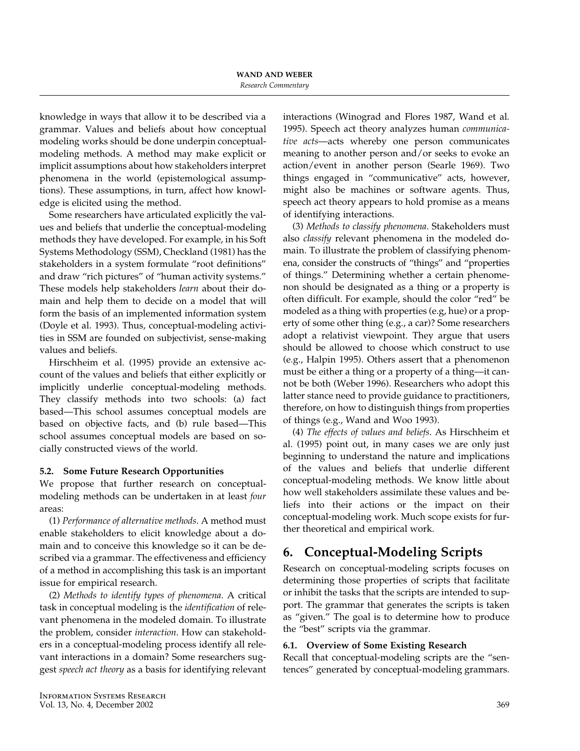knowledge in ways that allow it to be described via a grammar. Values and beliefs about how conceptual modeling works should be done underpin conceptual-modeling methods. A method may make explicit or implicit assumptions about how stakeholders interpret phenomena in the world (epistemological assumptions). These assumptions, in turn, affect how knowledge is elicited using the method.

Some researchers have articulated explicitly the values and beliefs that underlie the conceptual-modeling methods they have developed. For example, in his Soft Systems Methodology (SSM), Checkland (1981) has the stakeholders in a system formulate "root definitions" and draw "rich pictures" of "human activity systems." These models help stakeholders *learn* about their domain and help them to decide on a model that will form the basis of an implemented information system (Doyle et al. 1993). Thus, conceptual-modeling activities in SSM are founded on subjectivist, sense-making values and beliefs.

Hirschheim et al. (1995) provide an extensive account of the values and beliefs that either explicitly or implicitly underlie conceptual-modeling methods. They classify methods into two schools: (a) fact based—This school assumes conceptual models are based on objective facts, and (b) rule based—This school assumes conceptual models are based on socially constructed views of the world.

### 5.2. Some Future Research Opportunities

We propose that further research on conceptual-modeling methods can be undertaken in at least *four* areas:

(1) *Performance of alternative methods*. A method must enable stakeholders to elicit knowledge about a domain and to conceive this knowledge so it can be described via a grammar. The effectiveness and efficiency of a method in accomplishing this task is an important issue for empirical research.

(2) *Methods to identify types of phenomena*. A critical task in conceptual modeling is the *identification* of relevant phenomena in the modeled domain. To illustrate the problem, consider *interaction*. How can stakeholders in a conceptual-modeling process identify all relevant interactions in a domain? Some researchers suggest *speech act theory* as a basis for identifying relevant interactions (Winograd and Flores 1987, Wand et al. 1995). Speech act theory analyzes human *communicative acts*—acts whereby one person communicates meaning to another person and/or seeks to evoke an action/event in another person (Searle 1969). Two things engaged in "communicative" acts, however, might also be machines or software agents. Thus, speech act theory appears to hold promise as a means of identifying interactions.

(3) *Methods to classify phenomena*. Stakeholders must also *classify* relevant phenomena in the modeled domain. To illustrate the problem of classifying phenomena, consider the constructs of "things" and "properties of things." Determining whether a certain phenomenon should be designated as a thing or a property is often difficult. For example, should the color "red" be modeled as a thing with properties (e.g, hue) or a property of some other thing (e.g., a car)? Some researchers adopt a relativist viewpoint. They argue that users should be allowed to choose which construct to use (e.g., Halpin 1995). Others assert that a phenomenon must be either a thing or a property of a thing—it cannot be both (Weber 1996). Researchers who adopt this latter stance need to provide guidance to practitioners, therefore, on how to distinguish things from properties of things (e.g., Wand and Woo 1993).

(4) *The effects of values and beliefs*. As Hirschheim et al. (1995) point out, in many cases we are only just beginning to understand the nature and implications of the values and beliefs that underlie different conceptual-modeling methods. We know little about how well stakeholders assimilate these values and beliefs into their actions or the impact on their conceptual-modeling work. Much scope exists for further theoretical and empirical work.

## 6. Conceptual-Modeling Scripts

Research on conceptual-modeling scripts focuses on determining those properties of scripts that facilitate or inhibit the tasks that the scripts are intended to support. The grammar that generates the scripts is taken as "given." The goal is to determine how to produce the "best" scripts via the grammar.

### 6.1. Overview of Some Existing Research

Recall that conceptual-modeling scripts are the "sentences" generated by conceptual-modeling grammars.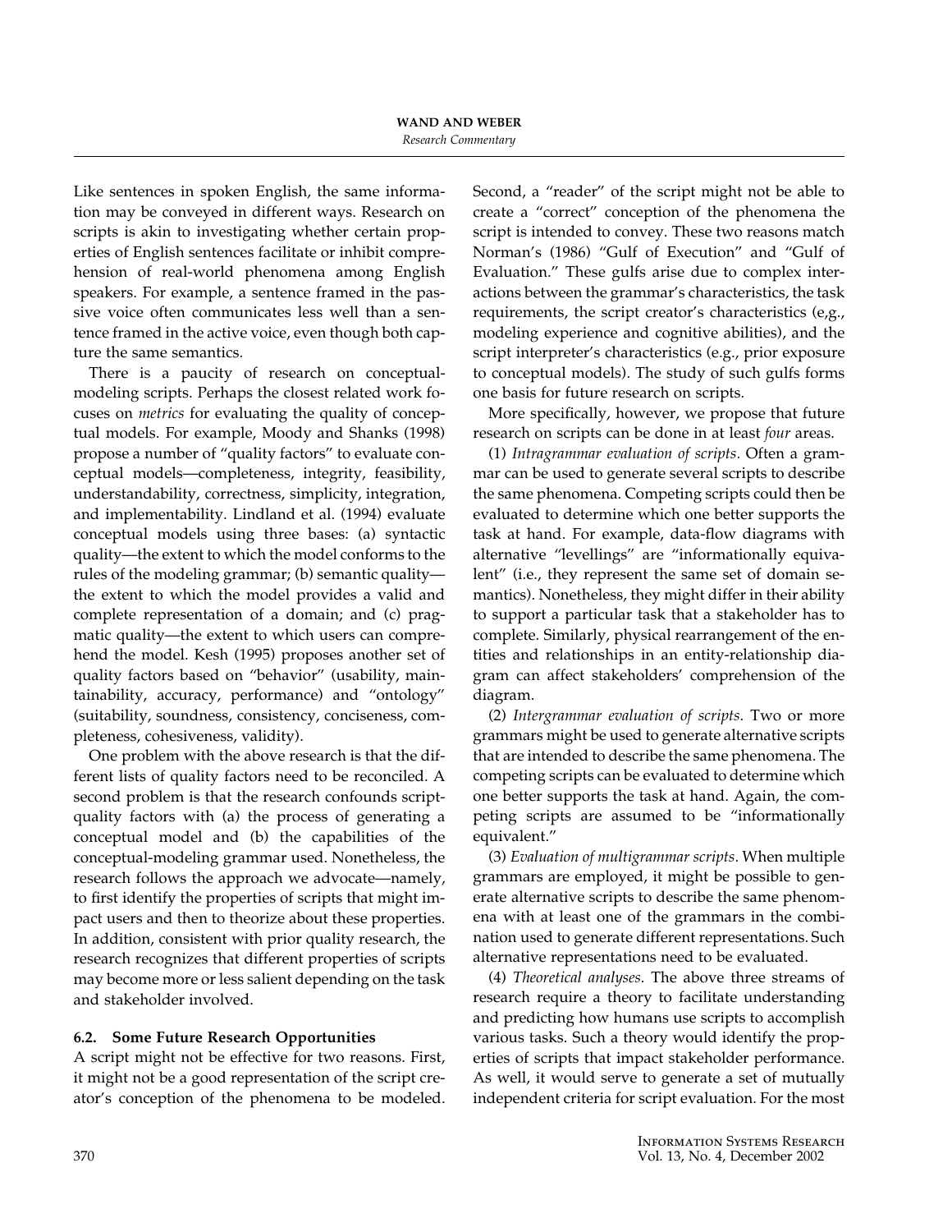Like sentences in spoken English, the same information may be conveyed in different ways. Research on scripts is akin to investigating whether certain properties of English sentences facilitate or inhibit comprehension of real-world phenomena among English speakers. For example, a sentence framed in the passive voice often communicates less well than a sentence framed in the active voice, even though both capture the same semantics.

There is a paucity of research on conceptual-modeling scripts. Perhaps the closest related work focuses on *metrics* for evaluating the quality of conceptual models. For example, Moody and Shanks (1998) propose a number of "quality factors" to evaluate conceptual models—completeness, integrity, feasibility, understandability, correctness, simplicity, integration, and implementability. Lindland et al. (1994) evaluate conceptual models using three bases: (a) syntactic quality—the extent to which the model conforms to the rules of the modeling grammar; (b) semantic quality—the extent to which the model provides a valid and complete representation of a domain; and (c) pragmatic quality—the extent to which users can comprehend the model. Kesh (1995) proposes another set of quality factors based on "behavior" (usability, maintainability, accuracy, performance) and "ontology" (suitability, soundness, consistency, conciseness, completeness, cohesiveness, validity).

One problem with the above research is that the different lists of quality factors need to be reconciled. A second problem is that the research confounds script-quality factors with (a) the process of generating a conceptual model and (b) the capabilities of the conceptual-modeling grammar used. Nonetheless, the research follows the approach we advocate—namely, to first identify the properties of scripts that might impact users and then to theorize about these properties. In addition, consistent with prior quality research, the research recognizes that different properties of scripts may become more or less salient depending on the task and stakeholder involved.

### 6.2. Some Future Research Opportunities

A script might not be effective for two reasons. First, it might not be a good representation of the script creator's conception of the phenomena to be modeled. Second, a "reader" of the script might not be able to create a "correct" conception of the phenomena the script is intended to convey. These two reasons match Norman's (1986) "Gulf of Execution" and "Gulf of Evaluation." These gulfs arise due to complex interactions between the grammar's characteristics, the task requirements, the script creator's characteristics (e,g., modeling experience and cognitive abilities), and the script interpreter's characteristics (e.g., prior exposure to conceptual models). The study of such gulfs forms one basis for future research on scripts.

More specifically, however, we propose that future research on scripts can be done in at least *four* areas.

(1) *Intragrammar evaluation of scripts*. Often a grammar can be used to generate several scripts to describe the same phenomena. Competing scripts could then be evaluated to determine which one better supports the task at hand. For example, data-flow diagrams with alternative "levellings" are "informationally equivalent" (i.e., they represent the same set of domain semantics). Nonetheless, they might differ in their ability to support a particular task that a stakeholder has to complete. Similarly, physical rearrangement of the entities and relationships in an entity-relationship diagram can affect stakeholders' comprehension of the diagram.

(2) *Intergrammar evaluation of scripts*. Two or more grammars might be used to generate alternative scripts that are intended to describe the same phenomena. The competing scripts can be evaluated to determine which one better supports the task at hand. Again, the competing scripts are assumed to be "informationally equivalent."

(3) *Evaluation of multigrammar scripts*. When multiple grammars are employed, it might be possible to generate alternative scripts to describe the same phenomena with at least one of the grammars in the combination used to generate different representations. Such alternative representations need to be evaluated.

(4) *Theoretical analyses*. The above three streams of research require a theory to facilitate understanding and predicting how humans use scripts to accomplish various tasks. Such a theory would identify the properties of scripts that impact stakeholder performance. As well, it would serve to generate a set of mutually independent criteria for script evaluation. For the most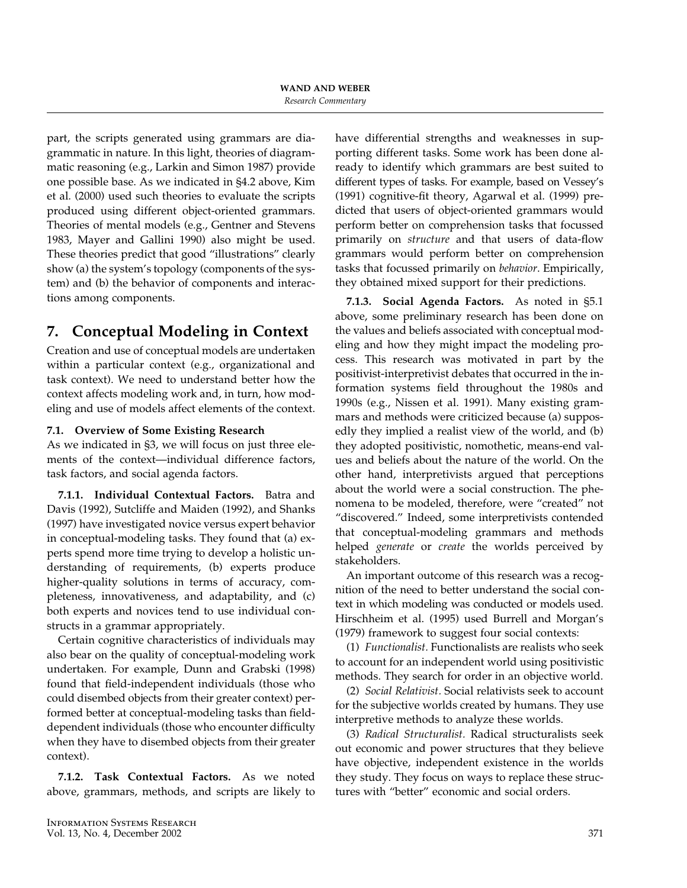part, the scripts generated using grammars are diagrammatic in nature. In this light, theories of diagrammatic reasoning (e.g., Larkin and Simon 1987) provide one possible base. As we indicated in §4.2 above, Kim et al. (2000) used such theories to evaluate the scripts produced using different object-oriented grammars. Theories of mental models (e.g., Gentner and Stevens 1983, Mayer and Gallini 1990) also might be used. These theories predict that good "illustrations" clearly show (a) the system's topology (components of the system) and (b) the behavior of components and interactions among components.

## 7. Conceptual Modeling in Context

Creation and use of conceptual models are undertaken within a particular context (e.g., organizational and task context). We need to understand better how the context affects modeling work and, in turn, how modeling and use of models affect elements of the context.

### 7.1. Overview of Some Existing Research

As we indicated in §3, we will focus on just three elements of the context—individual difference factors, task factors, and social agenda factors.

**7.1.1. Individual Contextual Factors.** Batra and Davis (1992), Sutcliffe and Maiden (1992), and Shanks (1997) have investigated novice versus expert behavior in conceptual-modeling tasks. They found that (a) experts spend more time trying to develop a holistic understanding of requirements, (b) experts produce higher-quality solutions in terms of accuracy, completeness, innovativeness, and adaptability, and (c) both experts and novices tend to use individual constructs in a grammar appropriately.

Certain cognitive characteristics of individuals may also bear on the quality of conceptual-modeling work undertaken. For example, Dunn and Grabski (1998) found that field-independent individuals (those who could disembed objects from their greater context) performed better at conceptual-modeling tasks than field-dependent individuals (those who encounter difficulty when they have to disembed objects from their greater context).

**7.1.2. Task Contextual Factors.** As we noted above, grammars, methods, and scripts are likely to have differential strengths and weaknesses in supporting different tasks. Some work has been done already to identify which grammars are best suited to different types of tasks. For example, based on Vessey's (1991) cognitive-fit theory, Agarwal et al. (1999) predicted that users of object-oriented grammars would perform better on comprehension tasks that focussed primarily on *structure* and that users of data-flow grammars would perform better on comprehension tasks that focussed primarily on *behavior*. Empirically, they obtained mixed support for their predictions.

**7.1.3. Social Agenda Factors.** As noted in §5.1 above, some preliminary research has been done on the values and beliefs associated with conceptual modeling and how they might impact the modeling process. This research was motivated in part by the positivist-interpretivist debates that occurred in the information systems field throughout the 1980s and 1990s (e.g., Nissen et al. 1991). Many existing grammars and methods were criticized because (a) supposedly they implied a realist view of the world, and (b) they adopted positivistic, nomothetic, means-end values and beliefs about the nature of the world. On the other hand, interpretivists argued that perceptions about the world were a social construction. The phenomena to be modeled, therefore, were "created" not "discovered." Indeed, some interpretivists contended that conceptual-modeling grammars and methods helped *generate* or *create* the worlds perceived by stakeholders.

An important outcome of this research was a recognition of the need to better understand the social context in which modeling was conducted or models used. Hirschheim et al. (1995) used Burrell and Morgan's (1979) framework to suggest four social contexts:

(1) *Functionalist.* Functionalists are realists who seek to account for an independent world using positivistic methods. They search for order in an objective world.

(2) *Social Relativist.* Social relativists seek to account for the subjective worlds created by humans. They use interpretive methods to analyze these worlds.

(3) *Radical Structuralist.* Radical structuralists seek out economic and power structures that they believe have objective, independent existence in the worlds they study. They focus on ways to replace these structures with "better" economic and social orders.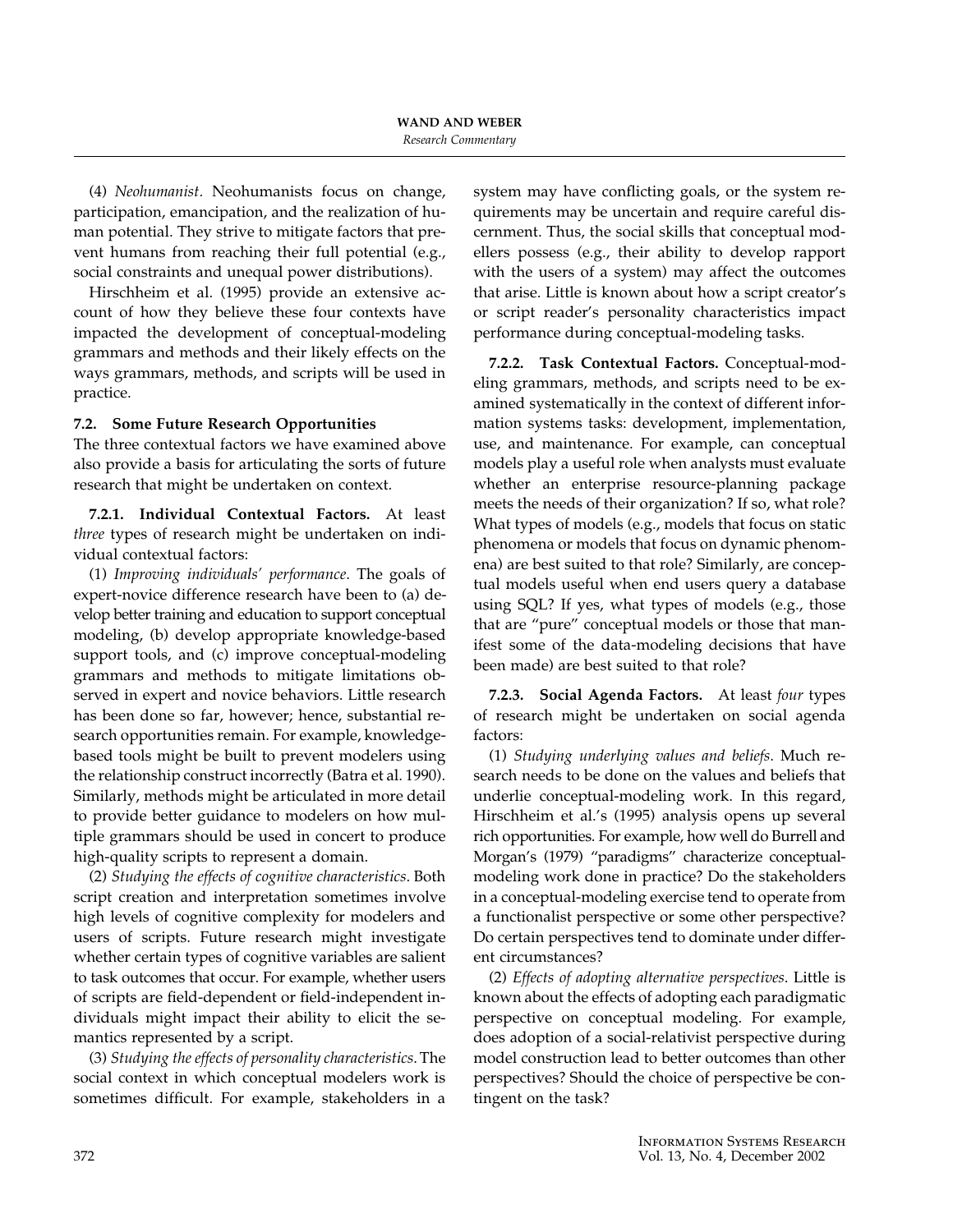(4) *Neohumanist.* Neohumanists focus on change, participation, emancipation, and the realization of human potential. They strive to mitigate factors that prevent humans from reaching their full potential (e.g., social constraints and unequal power distributions).

Hirschheim et al. (1995) provide an extensive account of how they believe these four contexts have impacted the development of conceptual-modeling grammars and methods and their likely effects on the ways grammars, methods, and scripts will be used in practice.

### 7.2. Some Future Research Opportunities

The three contextual factors we have examined above also provide a basis for articulating the sorts of future research that might be undertaken on context.

**7.2.1. Individual Contextual Factors.** At least *three* types of research might be undertaken on individual contextual factors:

(1) *Improving individuals' performance*. The goals of expert-novice difference research have been to (a) develop better training and education to support conceptual modeling, (b) develop appropriate knowledge-based support tools, and (c) improve conceptual-modeling grammars and methods to mitigate limitations observed in expert and novice behaviors. Little research has been done so far, however; hence, substantial research opportunities remain. For example, knowledge-based tools might be built to prevent modelers using the relationship construct incorrectly (Batra et al. 1990). Similarly, methods might be articulated in more detail to provide better guidance to modelers on how multiple grammars should be used in concert to produce high-quality scripts to represent a domain.

(2) *Studying the effects of cognitive characteristics*. Both script creation and interpretation sometimes involve high levels of cognitive complexity for modelers and users of scripts. Future research might investigate whether certain types of cognitive variables are salient to task outcomes that occur. For example, whether users of scripts are field-dependent or field-independent individuals might impact their ability to elicit the semantics represented by a script.

(3) *Studying the effects of personality characteristics*. The social context in which conceptual modelers work is sometimes difficult. For example, stakeholders in a system may have conflicting goals, or the system requirements may be uncertain and require careful discernment. Thus, the social skills that conceptual modellers possess (e.g., their ability to develop rapport with the users of a system) may affect the outcomes that arise. Little is known about how a script creator's or script reader's personality characteristics impact performance during conceptual-modeling tasks.

**7.2.2. Task Contextual Factors.** Conceptual-modeling grammars, methods, and scripts need to be examined systematically in the context of different information systems tasks: development, implementation, use, and maintenance. For example, can conceptual models play a useful role when analysts must evaluate whether an enterprise resource-planning package meets the needs of their organization? If so, what role? What types of models (e.g., models that focus on static phenomena or models that focus on dynamic phenomena) are best suited to that role? Similarly, are conceptual models useful when end users query a database using SQL? If yes, what types of models (e.g., those that are "pure" conceptual models or those that manifest some of the data-modeling decisions that have been made) are best suited to that role?

**7.2.3. Social Agenda Factors.** At least *four* types of research might be undertaken on social agenda factors:

(1) *Studying underlying values and beliefs*. Much research needs to be done on the values and beliefs that underlie conceptual-modeling work. In this regard, Hirschheim et al.'s (1995) analysis opens up several rich opportunities. For example, how well do Burrell and Morgan's (1979) "paradigms" characterize conceptual-modeling work done in practice? Do the stakeholders in a conceptual-modeling exercise tend to operate from a functionalist perspective or some other perspective? Do certain perspectives tend to dominate under different circumstances?

(2) *Effects of adopting alternative perspectives*. Little is known about the effects of adopting each paradigmatic perspective on conceptual modeling. For example, does adoption of a social-relativist perspective during model construction lead to better outcomes than other perspectives? Should the choice of perspective be contingent on the task?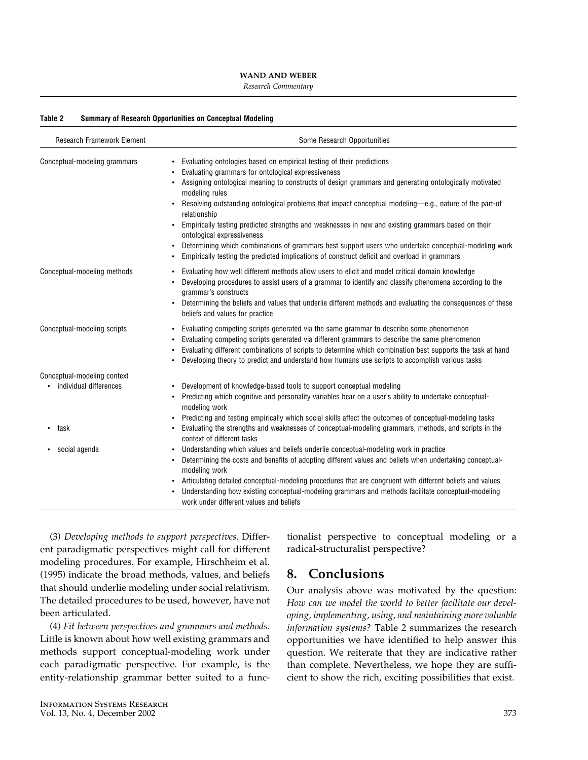**Table 2 Summary of Research Opportunities on Conceptual Modeling**

| Research Framework Element | Some Research Opportunities |
|---|---|
| Conceptual-modeling grammars | • Evaluating ontologies based on empirical testing of their predictions<br>• Evaluating grammars for ontological expressiveness<br>• Assigning ontological meaning to constructs of design grammars and generating ontologically motivated modeling rules<br>• Resolving outstanding ontological problems that impact conceptual modeling—e.g., nature of the part-of relationship<br>• Empirically testing predicted strengths and weaknesses in new and existing grammars based on their ontological expressiveness<br>• Determining which combinations of grammars best support users who undertake conceptual-modeling work<br>• Empirically testing the predicted implications of construct deficit and overload in grammars |
| Conceptual-modeling methods | • Evaluating how well different methods allow users to elicit and model critical domain knowledge<br>• Developing procedures to assist users of a grammar to identify and classify phenomena according to the grammar's constructs<br>• Determining the beliefs and values that underlie different methods and evaluating the consequences of these beliefs and values for practice |
| Conceptual-modeling scripts | • Evaluating competing scripts generated via the same grammar to describe some phenomenon<br>• Evaluating competing scripts generated via different grammars to describe the same phenomenon<br>• Evaluating different combinations of scripts to determine which combination best supports the task at hand<br>• Developing theory to predict and understand how humans use scripts to accomplish various tasks |
| Conceptual-modeling context<br>• individual differences | • Development of knowledge-based tools to support conceptual modeling<br>• Predicting which cognitive and personality variables bear on a user's ability to undertake conceptual-modeling work<br>• Predicting and testing empirically which social skills affect the outcomes of conceptual-modeling tasks |
| • task | • Evaluating the strengths and weaknesses of conceptual-modeling grammars, methods, and scripts in the context of different tasks |
| • social agenda | • Understanding which values and beliefs underlie conceptual-modeling work in practice<br>• Determining the costs and benefits of adopting different values and beliefs when undertaking conceptual-modeling work<br>• Articulating detailed conceptual-modeling procedures that are congruent with different beliefs and values<br>• Understanding how existing conceptual-modeling grammars and methods facilitate conceptual-modeling work under different values and beliefs |

(3) *Developing methods to support perspectives*. Different paradigmatic perspectives might call for different modeling procedures. For example, Hirschheim et al. (1995) indicate the broad methods, values, and beliefs that should underlie modeling under social relativism. The detailed procedures to be used, however, have not been articulated.

(4) *Fit between perspectives and grammars and methods*. Little is known about how well existing grammars and methods support conceptual-modeling work under each paradigmatic perspective. For example, is the entity-relationship grammar better suited to a functionalist perspective to conceptual modeling or a radical-structuralist perspective?

## 8. Conclusions

Our analysis above was motivated by the question: *How can we model the world to better facilitate our developing, implementing, using, and maintaining more valuable information systems?* Table 2 summarizes the research opportunities we have identified to help answer this question. We reiterate that they are indicative rather than complete. Nevertheless, we hope they are sufficient to show the rich, exciting possibilities that exist.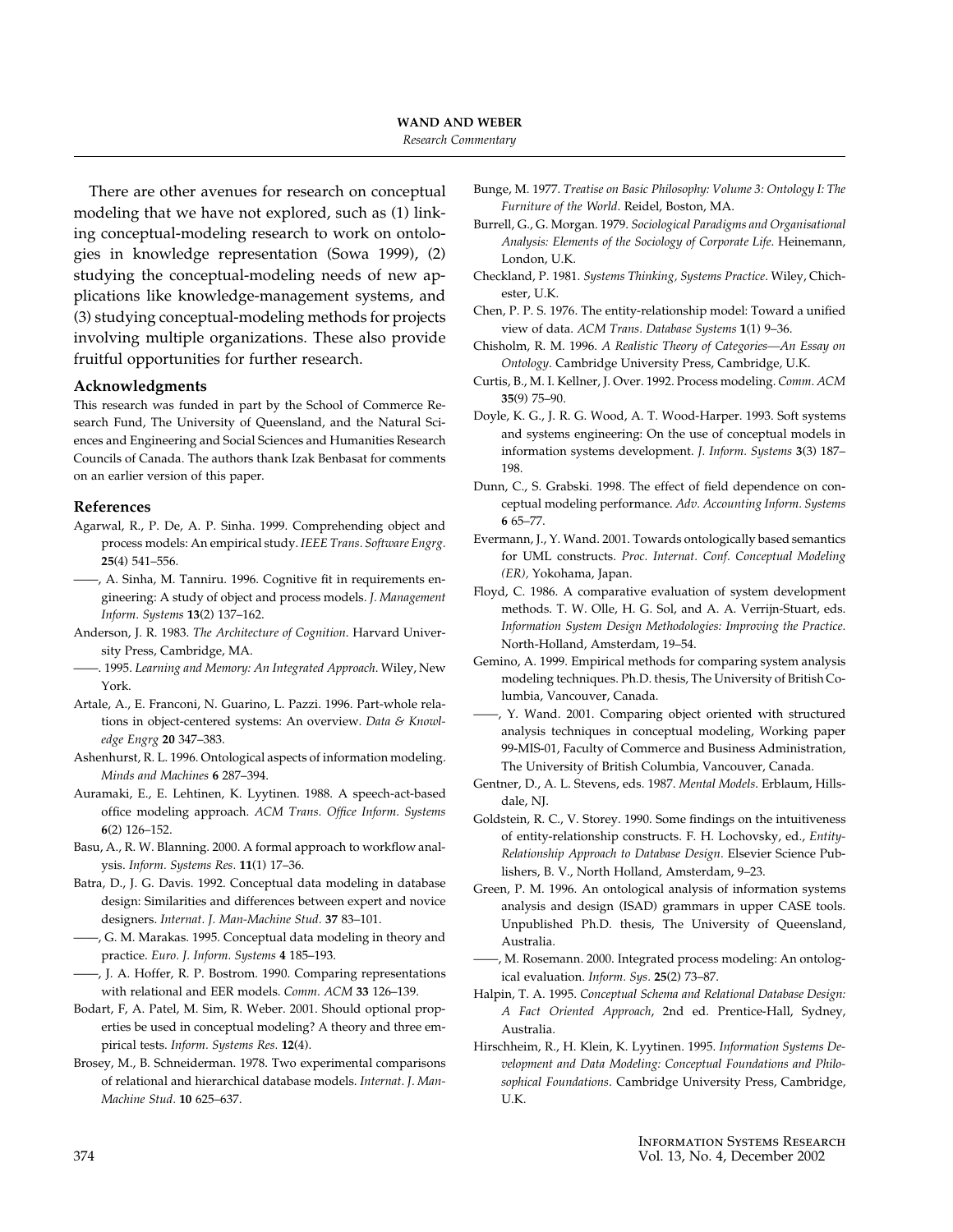There are other avenues for research on conceptual modeling that we have not explored, such as (1) linking conceptual-modeling research to work on ontologies in knowledge representation (Sowa 1999), (2) studying the conceptual-modeling needs of new applications like knowledge-management systems, and (3) studying conceptual-modeling methods for projects involving multiple organizations. These also provide fruitful opportunities for further research.

### Acknowledgments

This research was funded in part by the School of Commerce Research Fund, The University of Queensland, and the Natural Sciences and Engineering and Social Sciences and Humanities Research Councils of Canada. The authors thank Izak Benbasat for comments on an earlier version of this paper.

### References

Agarwal, R., P. De, A. P. Sinha. 1999. Comprehending object and process models: An empirical study. *IEEE Trans. Software Engrg.* **25**(4) 541–556.

——, A. Sinha, M. Tanniru. 1996. Cognitive fit in requirements engineering: A study of object and process models. *J. Management Inform. Systems* **13**(2) 137–162.

Anderson, J. R. 1983. *The Architecture of Cognition*. Harvard University Press, Cambridge, MA.

——. 1995. *Learning and Memory: An Integrated Approach*. Wiley, New York.

Artale, A., E. Franconi, N. Guarino, L. Pazzi. 1996. Part-whole relations in object-centered systems: An overview. *Data & Knowledge Engrg* **20** 347–383.

Ashenhurst, R. L. 1996. Ontological aspects of information modeling. *Minds and Machines* **6** 287–394.

Auramaki, E., E. Lehtinen, K. Lyytinen. 1988. A speech-act-based office modeling approach. *ACM Trans. Office Inform. Systems* **6**(2) 126–152.

Basu, A., R. W. Blanning. 2000. A formal approach to workflow analysis. *Inform. Systems Res.* **11**(1) 17–36.

Batra, D., J. G. Davis. 1992. Conceptual data modeling in database design: Similarities and differences between expert and novice designers. *Internat. J. Man-Machine Stud.* **37** 83–101.

——, G. M. Marakas. 1995. Conceptual data modeling in theory and practice. *Euro. J. Inform. Systems* **4** 185–193.

——, J. A. Hoffer, R. P. Bostrom. 1990. Comparing representations with relational and EER models. *Comm. ACM* **33** 126–139.

Bodart, F, A. Patel, M. Sim, R. Weber. 2001. Should optional properties be used in conceptual modeling? A theory and three empirical tests. *Inform. Systems Res.* **12**(4).

Brosey, M., B. Schneiderman. 1978. Two experimental comparisons of relational and hierarchical database models. *Internat. J. Man-Machine Stud.* **10** 625–637.

Bunge, M. 1977. *Treatise on Basic Philosophy: Volume 3: Ontology I: The Furniture of the World*. Reidel, Boston, MA.

Burrell, G., G. Morgan. 1979. *Sociological Paradigms and Organisational Analysis: Elements of the Sociology of Corporate Life*. Heinemann, London, U.K.

Checkland, P. 1981. *Systems Thinking, Systems Practice*. Wiley, Chichester, U.K.

Chen, P. P. S. 1976. The entity-relationship model: Toward a unified view of data. *ACM Trans. Database Systems* **1**(1) 9–36.

Chisholm, R. M. 1996. *A Realistic Theory of Categories—An Essay on Ontology*. Cambridge University Press, Cambridge, U.K.

Curtis, B., M. I. Kellner, J. Over. 1992. Process modeling. *Comm. ACM* **35**(9) 75–90.

Doyle, K. G., J. R. G. Wood, A. T. Wood-Harper. 1993. Soft systems and systems engineering: On the use of conceptual models in information systems development. *J. Inform. Systems* **3**(3) 187–198.

Dunn, C., S. Grabski. 1998. The effect of field dependence on conceptual modeling performance. *Adv. Accounting Inform. Systems* **6** 65–77.

Evermann, J., Y. Wand. 2001. Towards ontologically based semantics for UML constructs. *Proc. Internat. Conf. Conceptual Modeling (ER),* Yokohama, Japan.

Floyd, C. 1986. A comparative evaluation of system development methods. T. W. Olle, H. G. Sol, and A. A. Verrijn-Stuart, eds. *Information System Design Methodologies: Improving the Practice.* North-Holland, Amsterdam, 19–54.

Gemino, A. 1999. Empirical methods for comparing system analysis modeling techniques. Ph.D. thesis, The University of British Columbia, Vancouver, Canada.

——, Y. Wand. 2001. Comparing object oriented with structured analysis techniques in conceptual modeling, Working paper 99-MIS-01, Faculty of Commerce and Business Administration, The University of British Columbia, Vancouver, Canada.

Gentner, D., A. L. Stevens, eds. 1987. *Mental Models*. Erblaum, Hillsdale, NJ.

Goldstein, R. C., V. Storey. 1990. Some findings on the intuitiveness of entity-relationship constructs. F. H. Lochovsky, ed., *Entity-Relationship Approach to Database Design*. Elsevier Science Publishers, B. V., North Holland, Amsterdam, 9–23.

Green, P. M. 1996. An ontological analysis of information systems analysis and design (ISAD) grammars in upper CASE tools. Unpublished Ph.D. thesis, The University of Queensland, Australia.

——, M. Rosemann. 2000. Integrated process modeling: An ontological evaluation. *Inform. Sys.* **25**(2) 73–87.

Halpin, T. A. 1995. *Conceptual Schema and Relational Database Design: A Fact Oriented Approach*, 2nd ed. Prentice-Hall, Sydney, Australia.

Hirschheim, R., H. Klein, K. Lyytinen. 1995. *Information Systems Development and Data Modeling: Conceptual Foundations and Philosophical Foundations*. Cambridge University Press, Cambridge, U.K.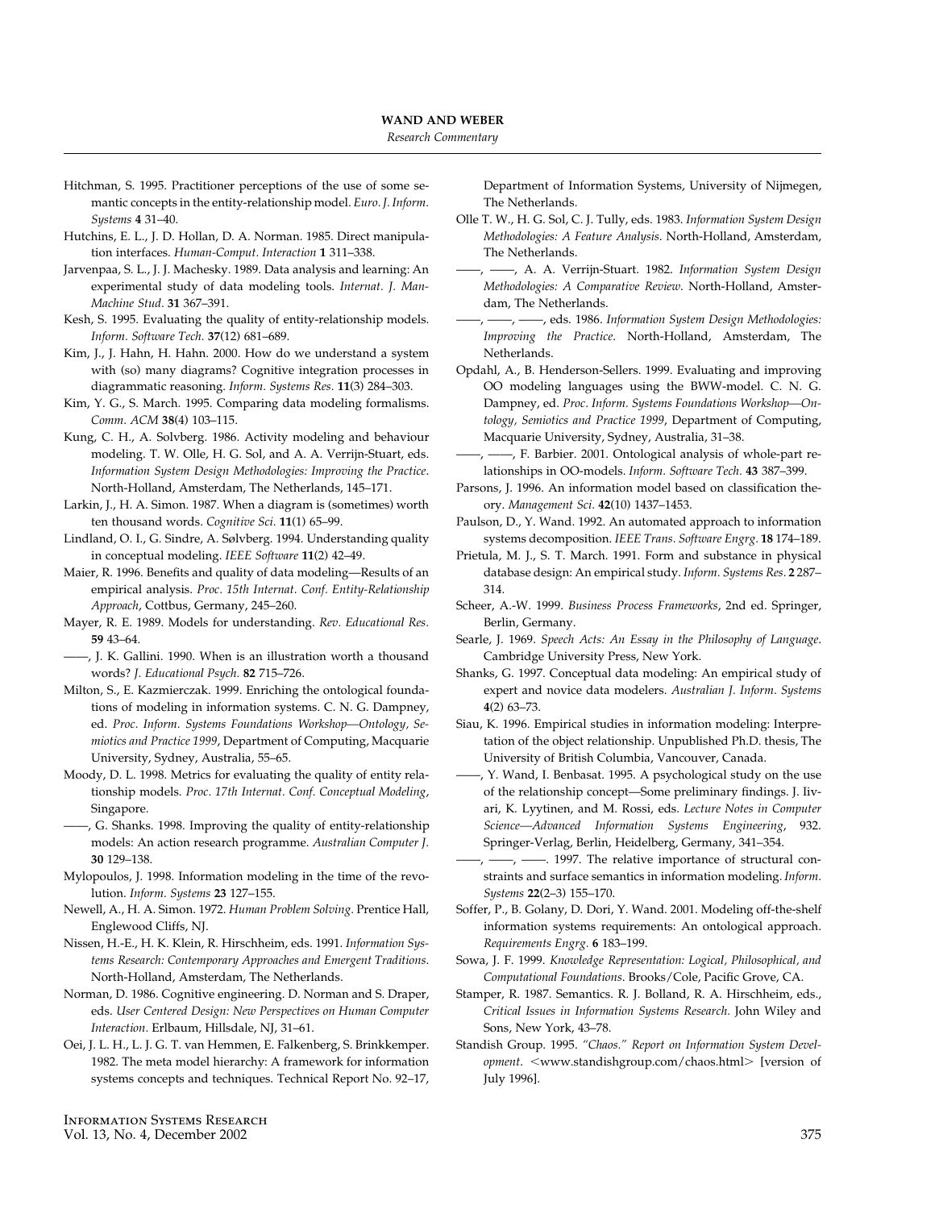Hitchman, S. 1995. Practitioner perceptions of the use of some semantic concepts in the entity-relationship model. *Euro. J. Inform. Systems* **4** 31–40.

Hutchins, E. L., J. D. Hollan, D. A. Norman. 1985. Direct manipulation interfaces. *Human-Comput. Interaction* **1** 311–338.

Jarvenpaa, S. L., J. J. Machesky. 1989. Data analysis and learning: An experimental study of data modeling tools. *Internat. J. Man-Machine Stud.* **31** 367–391.

Kesh, S. 1995. Evaluating the quality of entity-relationship models. *Inform. Software Tech.* **37**(12) 681–689.

Kim, J., J. Hahn, H. Hahn. 2000. How do we understand a system with (so) many diagrams? Cognitive integration processes in diagrammatic reasoning. *Inform. Systems Res.* **11**(3) 284–303.

Kim, Y. G., S. March. 1995. Comparing data modeling formalisms. *Comm. ACM* **38**(4) 103–115.

Kung, C. H., A. Solvberg. 1986. Activity modeling and behaviour modeling. T. W. Olle, H. G. Sol, and A. A. Verrijn-Stuart, eds. *Information System Design Methodologies: Improving the Practice.* North-Holland, Amsterdam, The Netherlands, 145–171.

Larkin, J., H. A. Simon. 1987. When a diagram is (sometimes) worth ten thousand words. *Cognitive Sci.* **11**(1) 65–99.

Lindland, O. I., G. Sindre, A. Sølvberg. 1994. Understanding quality in conceptual modeling. *IEEE Software* **11**(2) 42–49.

Maier, R. 1996. Benefits and quality of data modeling—Results of an empirical analysis. *Proc. 15th Internat. Conf. Entity-Relationship Approach*, Cottbus, Germany, 245–260.

Mayer, R. E. 1989. Models for understanding. *Rev. Educational Res.* **59** 43–64.

——, J. K. Gallini. 1990. When is an illustration worth a thousand words? *J. Educational Psych.* **82** 715–726.

Milton, S., E. Kazmierczak. 1999. Enriching the ontological foundations of modeling in information systems. C. N. G. Dampney, ed. *Proc. Inform. Systems Foundations Workshop—Ontology, Semiotics and Practice 1999*, Department of Computing, Macquarie University, Sydney, Australia, 55–65.

Moody, D. L. 1998. Metrics for evaluating the quality of entity relationship models. *Proc. 17th Internat. Conf. Conceptual Modeling*, Singapore.

——, G. Shanks. 1998. Improving the quality of entity-relationship models: An action research programme. *Australian Computer J.* **30** 129–138.

Mylopoulos, J. 1998. Information modeling in the time of the revolution. *Inform. Systems* **23** 127–155.

Newell, A., H. A. Simon. 1972. *Human Problem Solving.* Prentice Hall, Englewood Cliffs, NJ.

Nissen, H.-E., H. K. Klein, R. Hirschheim, eds. 1991. *Information Systems Research: Contemporary Approaches and Emergent Traditions.* North-Holland, Amsterdam, The Netherlands.

Norman, D. 1986. Cognitive engineering. D. Norman and S. Draper, eds. *User Centered Design: New Perspectives on Human Computer Interaction.* Erlbaum, Hillsdale, NJ, 31–61.

Oei, J. L. H., L. J. G. T. van Hemmen, E. Falkenberg, S. Brinkkemper. 1982. The meta model hierarchy: A framework for information systems concepts and techniques. Technical Report No. 92–17, Department of Information Systems, University of Nijmegen, The Netherlands.

Olle T. W., H. G. Sol, C. J. Tully, eds. 1983. *Information System Design Methodologies: A Feature Analysis*. North-Holland, Amsterdam, The Netherlands.

——, ——, A. A. Verrijn-Stuart. 1982. *Information System Design Methodologies: A Comparative Review*. North-Holland, Amsterdam, The Netherlands.

——, ——, ——, eds. 1986. *Information System Design Methodologies: Improving the Practice*. North-Holland, Amsterdam, The Netherlands.

Opdahl, A., B. Henderson-Sellers. 1999. Evaluating and improving OO modeling languages using the BWW-model. C. N. G. Dampney, ed. *Proc. Inform. Systems Foundations Workshop—Ontology, Semiotics and Practice 1999*, Department of Computing, Macquarie University, Sydney, Australia, 31–38.

——, ——, F. Barbier. 2001. Ontological analysis of whole-part relationships in OO-models. *Inform. Software Tech.* **43** 387–399.

Parsons, J. 1996. An information model based on classification theory. *Management Sci.* **42**(10) 1437–1453.

Paulson, D., Y. Wand. 1992. An automated approach to information systems decomposition. *IEEE Trans. Software Engrg.* **18** 174–189.

Prietula, M. J., S. T. March. 1991. Form and substance in physical database design: An empirical study. *Inform. Systems Res.* **2** 287–314.

Scheer, A.-W. 1999. *Business Process Frameworks*, 2nd ed. Springer, Berlin, Germany.

Searle, J. 1969. *Speech Acts: An Essay in the Philosophy of Language*. Cambridge University Press, New York.

Shanks, G. 1997. Conceptual data modeling: An empirical study of expert and novice data modelers. *Australian J. Inform. Systems* **4**(2) 63–73.

Siau, K. 1996. Empirical studies in information modeling: Interpretation of the object relationship. Unpublished Ph.D. thesis, The University of British Columbia, Vancouver, Canada.

——, Y. Wand, I. Benbasat. 1995. A psychological study on the use of the relationship concept—Some preliminary findings. J. Iivari, K. Lyytinen, and M. Rossi, eds. *Lecture Notes in Computer Science—Advanced Information Systems Engineering*, 932. Springer-Verlag, Berlin, Heidelberg, Germany, 341–354.

——, ——, ——. 1997. The relative importance of structural constraints and surface semantics in information modeling. *Inform. Systems* **22**(2–3) 155–170.

Soffer, P., B. Golany, D. Dori, Y. Wand. 2001. Modeling off-the-shelf information systems requirements: An ontological approach. *Requirements Engrg.* **6** 183–199.

Sowa, J. F. 1999. *Knowledge Representation: Logical, Philosophical, and Computational Foundations*. Brooks/Cole, Pacific Grove, CA.

Stamper, R. 1987. Semantics. R. J. Bolland, R. A. Hirschheim, eds., *Critical Issues in Information Systems Research.* John Wiley and Sons, New York, 43–78.

Standish Group. 1995. *"Chaos." Report on Information System Development*. <www.standishgroup.com/chaos.html> [version of July 1996].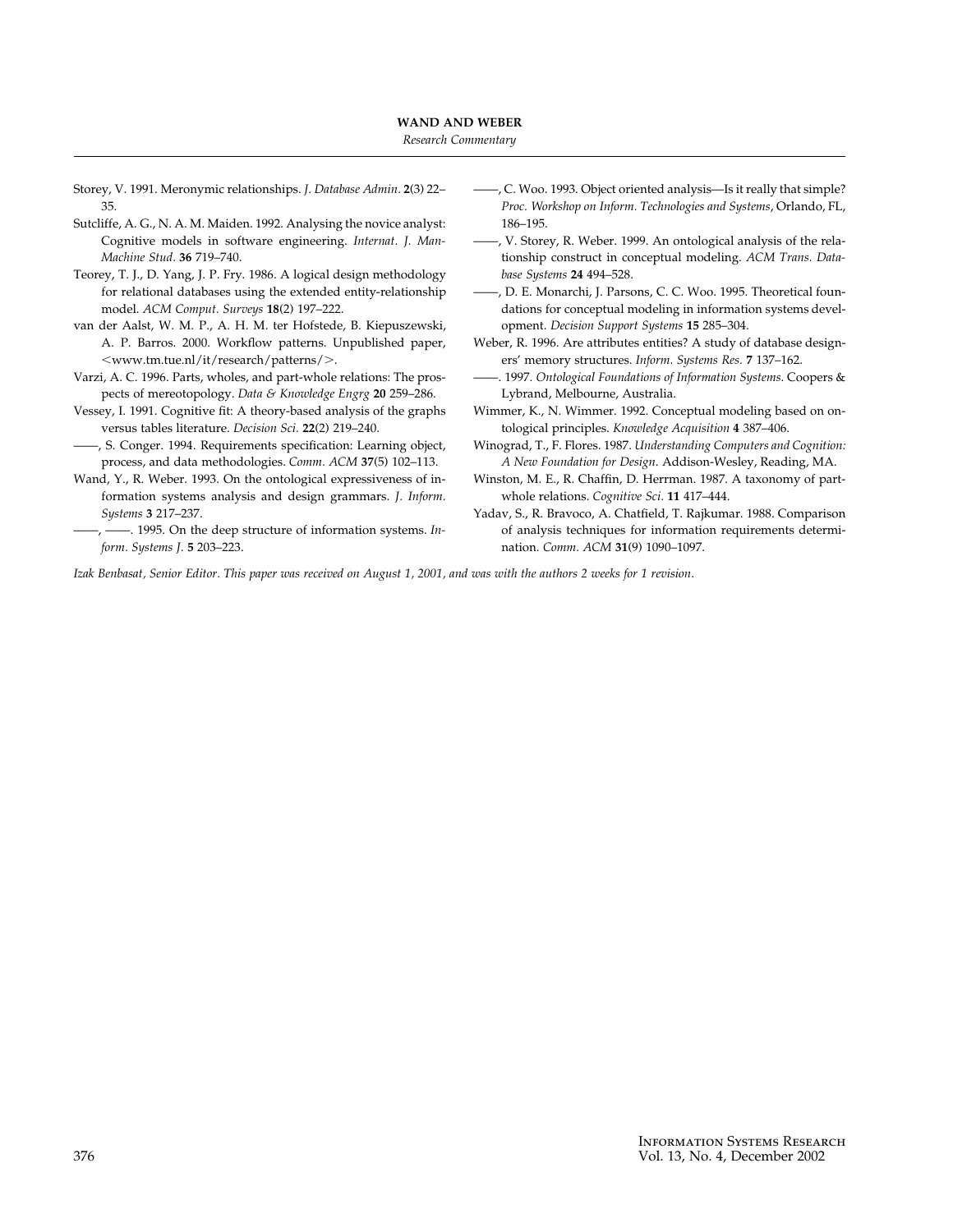Storey, V. 1991. Meronymic relationships. *J. Database Admin.* **2**(3) 22–35.

Sutcliffe, A. G., N. A. M. Maiden. 1992. Analysing the novice analyst: Cognitive models in software engineering. *Internat. J. Man-Machine Stud.* **36** 719–740.

Teorey, T. J., D. Yang, J. P. Fry. 1986. A logical design methodology for relational databases using the extended entity-relationship model. *ACM Comput. Surveys* **18**(2) 197–222.

van der Aalst, W. M. P., A. H. M. ter Hofstede, B. Kiepuszewski, A. P. Barros. 2000. Workflow patterns. Unpublished paper, <www.tm.tue.nl/it/research/patterns/>.

Varzi, A. C. 1996. Parts, wholes, and part-whole relations: The prospects of mereotopology. *Data & Knowledge Engrg* **20** 259–286.

Vessey, I. 1991. Cognitive fit: A theory-based analysis of the graphs versus tables literature. *Decision Sci.* **22**(2) 219–240.

——, S. Conger. 1994. Requirements specification: Learning object, process, and data methodologies. *Comm. ACM* **37**(5) 102–113.

Wand, Y., R. Weber. 1993. On the ontological expressiveness of information systems analysis and design grammars. *J. Inform. Systems* **3** 217–237.

——, ——. 1995. On the deep structure of information systems. *Inform. Systems J.* **5** 203–223.

——, C. Woo. 1993. Object oriented analysis—Is it really that simple? *Proc. Workshop on Inform. Technologies and Systems*, Orlando, FL, 186–195.

——, V. Storey, R. Weber. 1999. An ontological analysis of the relationship construct in conceptual modeling. *ACM Trans. Database Systems* **24** 494–528.

——, D. E. Monarchi, J. Parsons, C. C. Woo. 1995. Theoretical foundations for conceptual modeling in information systems development. *Decision Support Systems* **15** 285–304.

Weber, R. 1996. Are attributes entities? A study of database designers' memory structures. *Inform. Systems Res.* **7** 137–162.

——. 1997. *Ontological Foundations of Information Systems.* Coopers & Lybrand, Melbourne, Australia.

Wimmer, K., N. Wimmer. 1992. Conceptual modeling based on ontological principles. *Knowledge Acquisition* **4** 387–406.

Winograd, T., F. Flores. 1987. *Understanding Computers and Cognition: A New Foundation for Design.* Addison-Wesley, Reading, MA.

Winston, M. E., R. Chaffin, D. Herrman. 1987. A taxonomy of part-whole relations. *Cognitive Sci.* **11** 417–444.

Yadav, S., R. Bravoco, A. Chatfield, T. Rajkumar. 1988. Comparison of analysis techniques for information requirements determination. *Comm. ACM* **31**(9) 1090–1097.

*Izak Benbasat, Senior Editor. This paper was received on August 1, 2001, and was with the authors 2 weeks for 1 revision.*